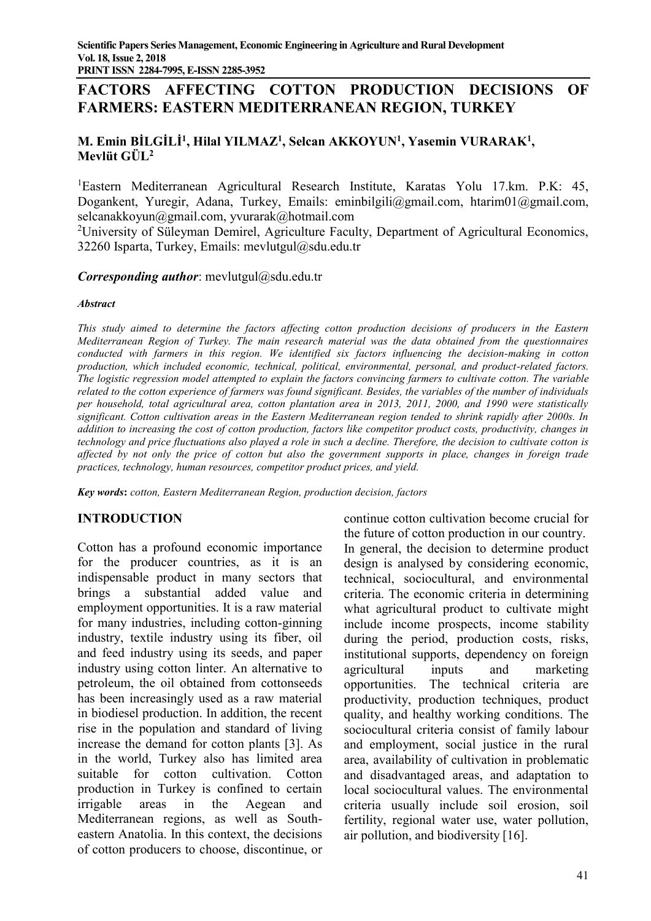# FACTORS AFFECTING COTTON PRODUCTION DECISIONS OF FARMERS: EASTERN MEDITERRANEAN REGION, TURKEY

**M. Emin BİLGİLİ[1], Hilal YILMAZ[1], Selcan AKKOYUN[1], Yasemin VURARAK[1], Mevlüt GÜL[2]**

[1]Eastern Mediterranean Agricultural Research Institute, Karatas Yolu 17.km. P.K: 45, Dogankent, Yuregir, Adana, Turkey, Emails: eminbilgili@gmail.com, htarim01@gmail.com, selcanakkoyun@gmail.com, yvurarak@hotmail.com

[2]University of Süleyman Demirel, Agriculture Faculty, Department of Agricultural Economics, 32260 Isparta, Turkey, Emails: mevlutgul@sdu.edu.tr

***Corresponding author***: mevlutgul@sdu.edu.tr

***Abstract***

*This study aimed to determine the factors affecting cotton production decisions of producers in the Eastern Mediterranean Region of Turkey. The main research material was the data obtained from the questionnaires conducted with farmers in this region. We identified six factors influencing the decision-making in cotton production, which included economic, technical, political, environmental, personal, and product-related factors. The logistic regression model attempted to explain the factors convincing farmers to cultivate cotton. The variable related to the cotton experience of farmers was found significant. Besides, the variables of the number of individuals per household, total agricultural area, cotton plantation area in 2013, 2011, 2000, and 1990 were statistically significant. Cotton cultivation areas in the Eastern Mediterranean region tended to shrink rapidly after 2000s. In addition to increasing the cost of cotton production, factors like competitor product costs, productivity, changes in technology and price fluctuations also played a role in such a decline. Therefore, the decision to cultivate cotton is affected by not only the price of cotton but also the government supports in place, changes in foreign trade practices, technology, human resources, competitor product prices, and yield.*

***Key words*****:** *cotton, Eastern Mediterranean Region, production decision, factors*

## INTRODUCTION

Cotton has a profound economic importance for the producer countries, as it is an indispensable product in many sectors that brings a substantial added value and employment opportunities. It is a raw material for many industries, including cotton-ginning industry, textile industry using its fiber, oil and feed industry using its seeds, and paper industry using cotton linter. An alternative to petroleum, the oil obtained from cottonseeds has been increasingly used as a raw material in biodiesel production. In addition, the recent rise in the population and standard of living increase the demand for cotton plants [3]. As in the world, Turkey also has limited area suitable for cotton cultivation. Cotton production in Turkey is confined to certain irrigable areas in the Aegean and Mediterranean regions, as well as South-eastern Anatolia. In this context, the decisions of cotton producers to choose, discontinue, or continue cotton cultivation become crucial for the future of cotton production in our country.

In general, the decision to determine product design is analysed by considering economic, technical, sociocultural, and environmental criteria. The economic criteria in determining what agricultural product to cultivate might include income prospects, income stability during the period, production costs, risks, institutional supports, dependency on foreign agricultural inputs and marketing opportunities. The technical criteria are productivity, production techniques, product quality, and healthy working conditions. The sociocultural criteria consist of family labour and employment, social justice in the rural area, availability of cultivation in problematic and disadvantaged areas, and adaptation to local sociocultural values. The environmental criteria usually include soil erosion, soil fertility, regional water use, water pollution, air pollution, and biodiversity [16].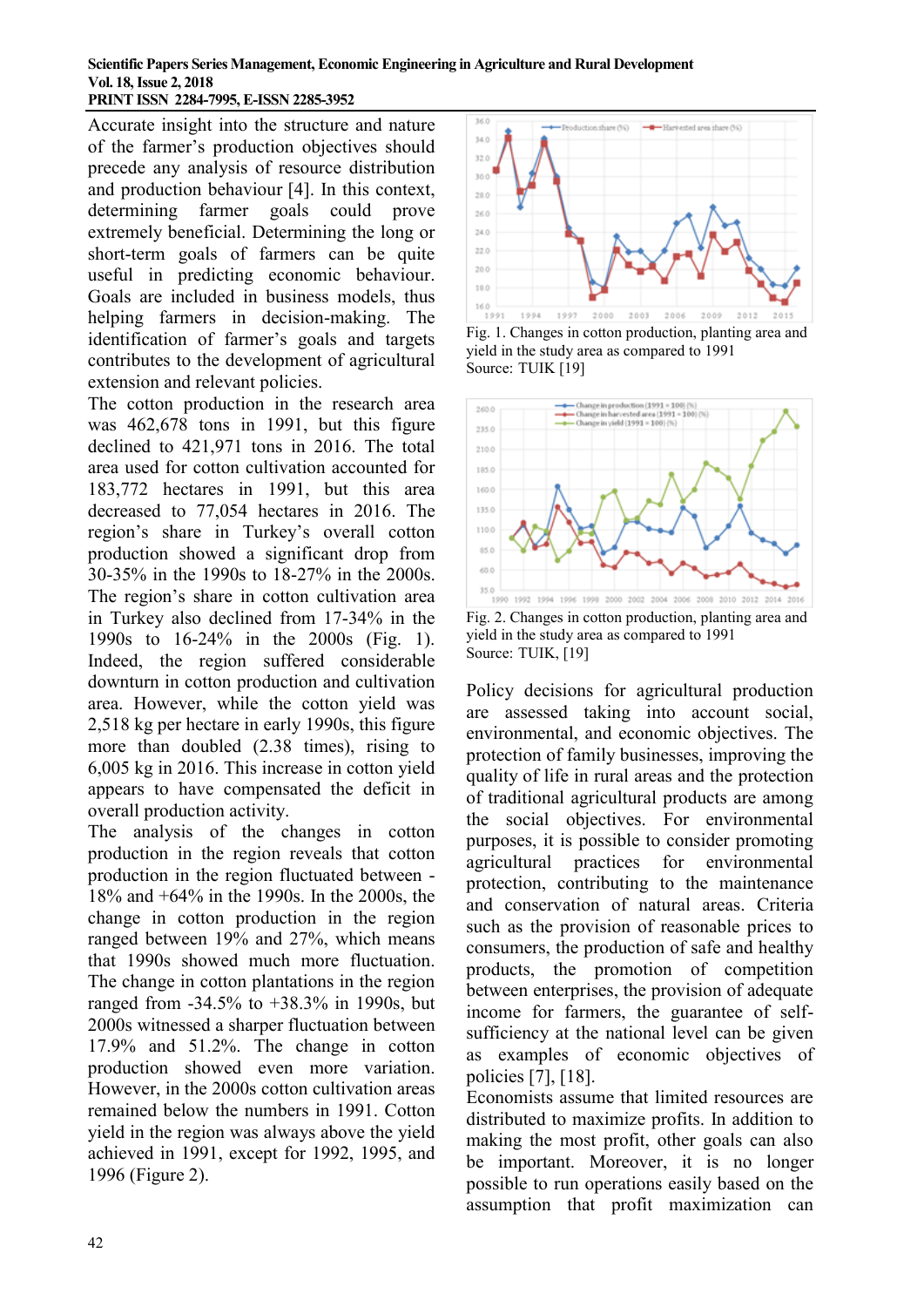Accurate insight into the structure and nature of the farmer's production objectives should precede any analysis of resource distribution and production behaviour [4]. In this context, determining farmer goals could prove extremely beneficial. Determining the long or short-term goals of farmers can be quite useful in predicting economic behaviour. Goals are included in business models, thus helping farmers in decision-making. The identification of farmer's goals and targets contributes to the development of agricultural extension and relevant policies.

The cotton production in the research area was 462,678 tons in 1991, but this figure declined to 421,971 tons in 2016. The total area used for cotton cultivation accounted for 183,772 hectares in 1991, but this area decreased to 77,054 hectares in 2016. The region's share in Turkey's overall cotton production showed a significant drop from 30-35% in the 1990s to 18-27% in the 2000s. The region's share in cotton cultivation area in Turkey also declined from 17-34% in the 1990s to 16-24% in the 2000s (Fig. 1). Indeed, the region suffered considerable downturn in cotton production and cultivation area. However, while the cotton yield was 2,518 kg per hectare in early 1990s, this figure more than doubled (2.38 times), rising to 6,005 kg in 2016. This increase in cotton yield appears to have compensated the deficit in overall production activity.

The analysis of the changes in cotton production in the region reveals that cotton production in the region fluctuated between -18% and +64% in the 1990s. In the 2000s, the change in cotton production in the region ranged between 19% and 27%, which means that 1990s showed much more fluctuation. The change in cotton plantations in the region ranged from -34.5% to +38.3% in 1990s, but 2000s witnessed a sharper fluctuation between 17.9% and 51.2%. The change in cotton production showed even more variation. However, in the 2000s cotton cultivation areas remained below the numbers in 1991. Cotton yield in the region was always above the yield achieved in 1991, except for 1992, 1995, and 1996 (Figure 2).

Fig. 1. Changes in cotton production, planting area and yield in the study area as compared to 1991
Source: TUIK [19]

Fig. 2. Changes in cotton production, planting area and yield in the study area as compared to 1991
Source: TUIK, [19]

Policy decisions for agricultural production are assessed taking into account social, environmental, and economic objectives. The protection of family businesses, improving the quality of life in rural areas and the protection of traditional agricultural products are among the social objectives. For environmental purposes, it is possible to consider promoting agricultural practices for environmental protection, contributing to the maintenance and conservation of natural areas. Criteria such as the provision of reasonable prices to consumers, the production of safe and healthy products, the promotion of competition between enterprises, the provision of adequate income for farmers, the guarantee of self-sufficiency at the national level can be given as examples of economic objectives of policies [7], [18].

Economists assume that limited resources are distributed to maximize profits. In addition to making the most profit, other goals can also be important. Moreover, it is no longer possible to run operations easily based on the assumption that profit maximization can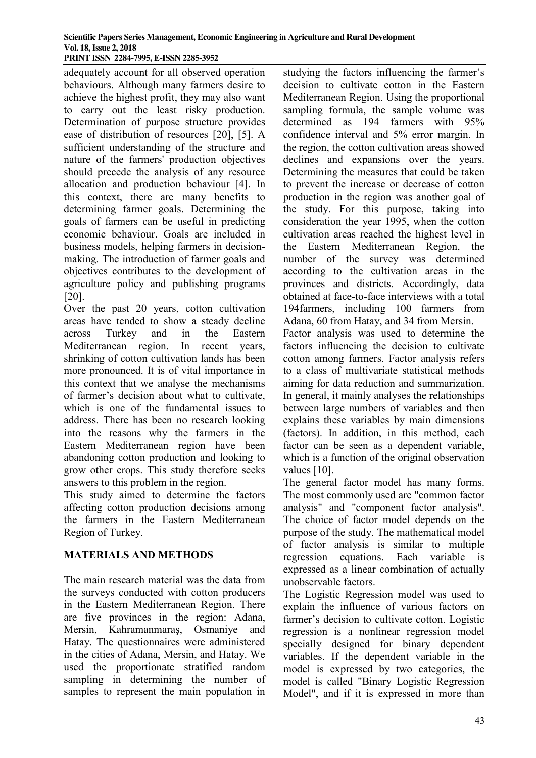adequately account for all observed operation behaviours. Although many farmers desire to achieve the highest profit, they may also want to carry out the least risky production. Determination of purpose structure provides ease of distribution of resources [20], [5]. A sufficient understanding of the structure and nature of the farmers' production objectives should precede the analysis of any resource allocation and production behaviour [4]. In this context, there are many benefits to determining farmer goals. Determining the goals of farmers can be useful in predicting economic behaviour. Goals are included in business models, helping farmers in decision-making. The introduction of farmer goals and objectives contributes to the development of agriculture policy and publishing programs [20].

Over the past 20 years, cotton cultivation areas have tended to show a steady decline across Turkey and in the Eastern Mediterranean region. In recent years, shrinking of cotton cultivation lands has been more pronounced. It is of vital importance in this context that we analyse the mechanisms of farmer's decision about what to cultivate, which is one of the fundamental issues to address. There has been no research looking into the reasons why the farmers in the Eastern Mediterranean region have been abandoning cotton production and looking to grow other crops. This study therefore seeks answers to this problem in the region.

This study aimed to determine the factors affecting cotton production decisions among the farmers in the Eastern Mediterranean Region of Turkey.

## MATERIALS AND METHODS

The main research material was the data from the surveys conducted with cotton producers in the Eastern Mediterranean Region. There are five provinces in the region: Adana, Mersin, Kahramanmaraş, Osmaniye and Hatay. The questionnaires were administered in the cities of Adana, Mersin, and Hatay. We used the proportionate stratified random sampling in determining the number of samples to represent the main population in studying the factors influencing the farmer's decision to cultivate cotton in the Eastern Mediterranean Region. Using the proportional sampling formula, the sample volume was determined as 194 farmers with 95% confidence interval and 5% error margin. In the region, the cotton cultivation areas showed declines and expansions over the years. Determining the measures that could be taken to prevent the increase or decrease of cotton production in the region was another goal of the study. For this purpose, taking into consideration the year 1995, when the cotton cultivation areas reached the highest level in the Eastern Mediterranean Region, the number of the survey was determined according to the cultivation areas in the provinces and districts. Accordingly, data obtained at face-to-face interviews with a total 194farmers, including 100 farmers from Adana, 60 from Hatay, and 34 from Mersin.

Factor analysis was used to determine the factors influencing the decision to cultivate cotton among farmers. Factor analysis refers to a class of multivariate statistical methods aiming for data reduction and summarization. In general, it mainly analyses the relationships between large numbers of variables and then explains these variables by main dimensions (factors). In addition, in this method, each factor can be seen as a dependent variable, which is a function of the original observation values [10].

The general factor model has many forms. The most commonly used are "common factor analysis" and "component factor analysis". The choice of factor model depends on the purpose of the study. The mathematical model of factor analysis is similar to multiple regression equations. Each variable is expressed as a linear combination of actually unobservable factors.

The Logistic Regression model was used to explain the influence of various factors on farmer's decision to cultivate cotton. Logistic regression is a nonlinear regression model specially designed for binary dependent variables. If the dependent variable in the model is expressed by two categories, the model is called "Binary Logistic Regression Model", and if it is expressed in more than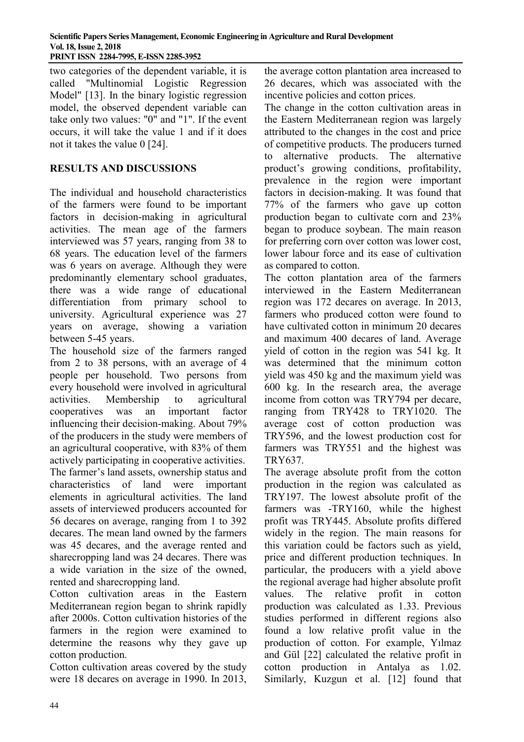two categories of the dependent variable, it is called "Multinomial Logistic Regression Model" [13]. In the binary logistic regression model, the observed dependent variable can take only two values: "0" and "1". If the event occurs, it will take the value 1 and if it does not it takes the value 0 [24].

## RESULTS AND DISCUSSIONS

The individual and household characteristics of the farmers were found to be important factors in decision-making in agricultural activities. The mean age of the farmers interviewed was 57 years, ranging from 38 to 68 years. The education level of the farmers was 6 years on average. Although they were predominantly elementary school graduates, there was a wide range of educational differentiation from primary school to university. Agricultural experience was 27 years on average, showing a variation between 5-45 years.

The household size of the farmers ranged from 2 to 38 persons, with an average of 4 people per household. Two persons from every household were involved in agricultural activities. Membership to agricultural cooperatives was an important factor influencing their decision-making. About 79% of the producers in the study were members of an agricultural cooperative, with 83% of them actively participating in cooperative activities.

The farmer's land assets, ownership status and characteristics of land were important elements in agricultural activities. The land assets of interviewed producers accounted for 56 decares on average, ranging from 1 to 392 decares. The mean land owned by the farmers was 45 decares, and the average rented and sharecropping land was 24 decares. There was a wide variation in the size of the owned, rented and sharecropping land.

Cotton cultivation areas in the Eastern Mediterranean region began to shrink rapidly after 2000s. Cotton cultivation histories of the farmers in the region were examined to determine the reasons why they gave up cotton production.

Cotton cultivation areas covered by the study were 18 decares on average in 1990. In 2013, the average cotton plantation area increased to 26 decares, which was associated with the incentive policies and cotton prices.

The change in the cotton cultivation areas in the Eastern Mediterranean region was largely attributed to the changes in the cost and price of competitive products. The producers turned to alternative products. The alternative product's growing conditions, profitability, prevalence in the region were important factors in decision-making. It was found that 77% of the farmers who gave up cotton production began to cultivate corn and 23% began to produce soybean. The main reason for preferring corn over cotton was lower cost, lower labour force and its ease of cultivation as compared to cotton.

The cotton plantation area of the farmers interviewed in the Eastern Mediterranean region was 172 decares on average. In 2013, farmers who produced cotton were found to have cultivated cotton in minimum 20 decares and maximum 400 decares of land. Average yield of cotton in the region was 541 kg. It was determined that the minimum cotton yield was 450 kg and the maximum yield was 600 kg. In the research area, the average income from cotton was TRY794 per decare, ranging from TRY428 to TRY1020. The average cost of cotton production was TRY596, and the lowest production cost for farmers was TRY551 and the highest was TRY637.

The average absolute profit from the cotton production in the region was calculated as TRY197. The lowest absolute profit of the farmers was -TRY160, while the highest profit was TRY445. Absolute profits differed widely in the region. The main reasons for this variation could be factors such as yield, price and different production techniques. In particular, the producers with a yield above the regional average had higher absolute profit values. The relative profit in cotton production was calculated as 1.33. Previous studies performed in different regions also found a low relative profit value in the production of cotton. For example, Yılmaz and Gül [22] calculated the relative profit in cotton production in Antalya as 1.02. Similarly, Kuzgun et al. [12] found that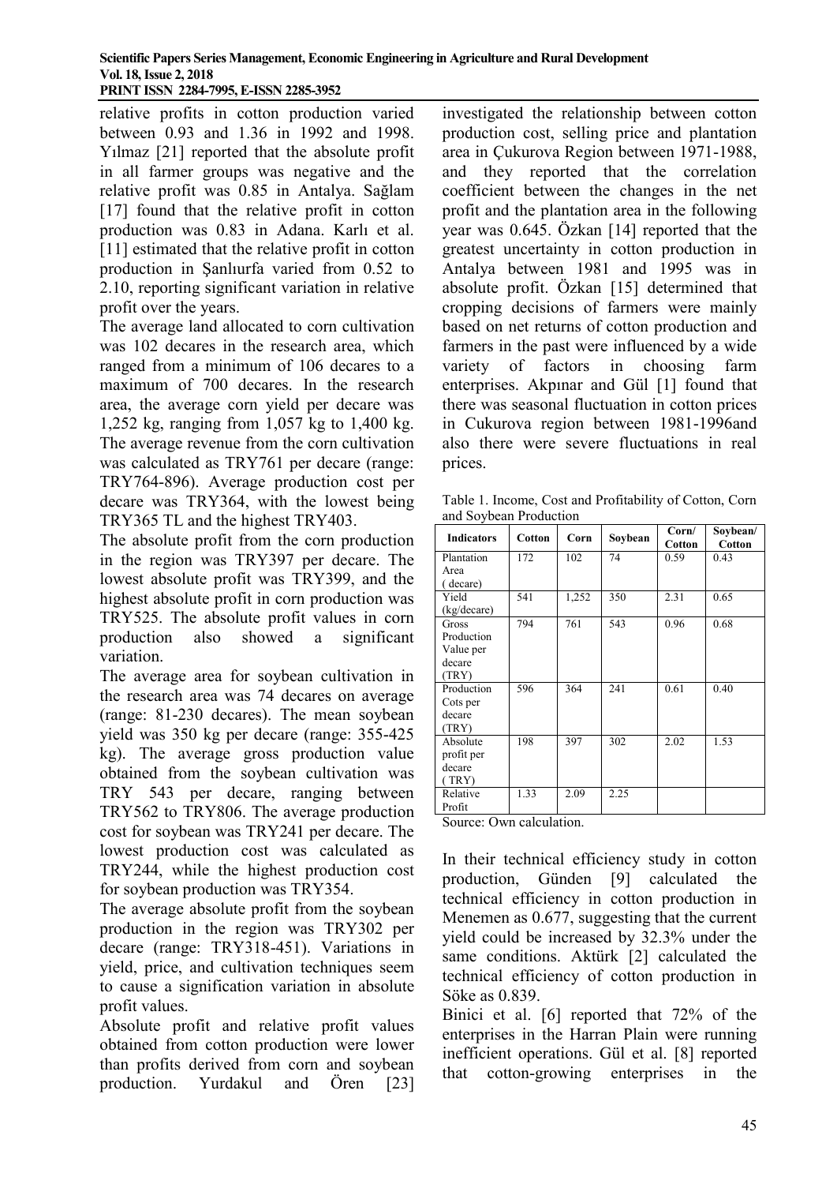relative profits in cotton production varied between 0.93 and 1.36 in 1992 and 1998. Yılmaz [21] reported that the absolute profit in all farmer groups was negative and the relative profit was 0.85 in Antalya. Sağlam [17] found that the relative profit in cotton production was 0.83 in Adana. Karlı et al. [11] estimated that the relative profit in cotton production in Şanlıurfa varied from 0.52 to 2.10, reporting significant variation in relative profit over the years.

The average land allocated to corn cultivation was 102 decares in the research area, which ranged from a minimum of 106 decares to a maximum of 700 decares. In the research area, the average corn yield per decare was 1,252 kg, ranging from 1,057 kg to 1,400 kg. The average revenue from the corn cultivation was calculated as TRY761 per decare (range: TRY764-896). Average production cost per decare was TRY364, with the lowest being TRY365 TL and the highest TRY403.

The absolute profit from the corn production in the region was TRY397 per decare. The lowest absolute profit was TRY399, and the highest absolute profit in corn production was TRY525. The absolute profit values in corn production also showed a significant variation.

The average area for soybean cultivation in the research area was 74 decares on average (range: 81-230 decares). The mean soybean yield was 350 kg per decare (range: 355-425 kg). The average gross production value obtained from the soybean cultivation was TRY 543 per decare, ranging between TRY562 to TRY806. The average production cost for soybean was TRY241 per decare. The lowest production cost was calculated as TRY244, while the highest production cost for soybean production was TRY354.

The average absolute profit from the soybean production in the region was TRY302 per decare (range: TRY318-451). Variations in yield, price, and cultivation techniques seem to cause a signification variation in absolute profit values.

Absolute profit and relative profit values obtained from cotton production were lower than profits derived from corn and soybean production. Yurdakul and Ören [23] investigated the relationship between cotton production cost, selling price and plantation area in Çukurova Region between 1971-1988, and they reported that the correlation coefficient between the changes in the net profit and the plantation area in the following year was 0.645. Özkan [14] reported that the greatest uncertainty in cotton production in Antalya between 1981 and 1995 was in absolute profit. Özkan [15] determined that cropping decisions of farmers were mainly based on net returns of cotton production and farmers in the past were influenced by a wide variety of factors in choosing farm enterprises. Akpınar and Gül [1] found that there was seasonal fluctuation in cotton prices in Cukurova region between 1981-1996and also there were severe fluctuations in real prices.

Table 1. Income, Cost and Profitability of Cotton, Corn and Soybean Production

| Indicators | Cotton | Corn | Soybean | Corn/ Cotton | Soybean/ Cotton |
|---|---|---|---|---|---|
| Plantation Area ( decare) | 172 | 102 | 74 | 0.59 | 0.43 |
| Yield (kg/decare) | 541 | 1,252 | 350 | 2.31 | 0.65 |
| Gross Production Value per decare (TRY) | 794 | 761 | 543 | 0.96 | 0.68 |
| Production Cots per decare (TRY) | 596 | 364 | 241 | 0.61 | 0.40 |
| Absolute profit per decare ( TRY) | 198 | 397 | 302 | 2.02 | 1.53 |
| Relative Profit | 1.33 | 2.09 | 2.25 | | |

Source: Own calculation.

In their technical efficiency study in cotton production, Günden [9] calculated the technical efficiency in cotton production in Menemen as 0.677, suggesting that the current yield could be increased by 32.3% under the same conditions. Aktürk [2] calculated the technical efficiency of cotton production in Söke as 0.839.

Binici et al. [6] reported that 72% of the enterprises in the Harran Plain were running inefficient operations. Gül et al. [8] reported that cotton-growing enterprises in the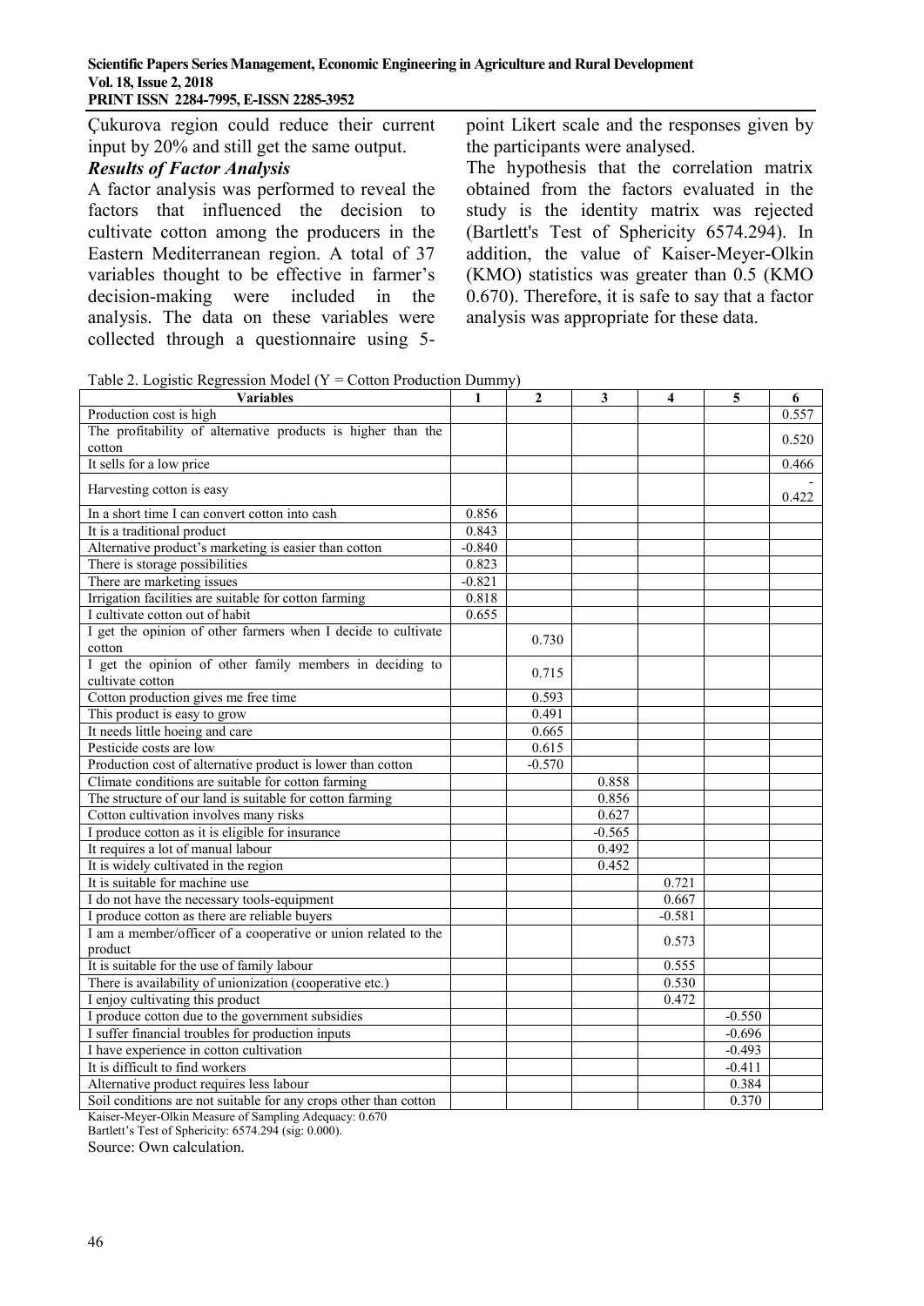Çukurova region could reduce their current input by 20% and still get the same output.

***Results of Factor Analysis***

A factor analysis was performed to reveal the factors that influenced the decision to cultivate cotton among the producers in the Eastern Mediterranean region. A total of 37 variables thought to be effective in farmer's decision-making were included in the analysis. The data on these variables were collected through a questionnaire using 5-point Likert scale and the responses given by the participants were analysed.

The hypothesis that the correlation matrix obtained from the factors evaluated in the study is the identity matrix was rejected (Bartlett's Test of Sphericity 6574.294). In addition, the value of Kaiser-Meyer-Olkin (KMO) statistics was greater than 0.5 (KMO 0.670). Therefore, it is safe to say that a factor analysis was appropriate for these data.

Table 2. Logistic Regression Model (Y = Cotton Production Dummy)

| Variables | 1 | 2 | 3 | 4 | 5 | 6 |
|---|---|---|---|---|---|---|
| Production cost is high | | | | | | 0.557 |
| The profitability of alternative products is higher than the cotton | | | | | | 0.520 |
| It sells for a low price | | | | | | 0.466 |
| Harvesting cotton is easy | | | | | | -0.422 |
| In a short time I can convert cotton into cash | 0.856 | | | | | |
| It is a traditional product | 0.843 | | | | | |
| Alternative product's marketing is easier than cotton | -0.840 | | | | | |
| There is storage possibilities | 0.823 | | | | | |
| There are marketing issues | -0.821 | | | | | |
| Irrigation facilities are suitable for cotton farming | 0.818 | | | | | |
| I cultivate cotton out of habit | 0.655 | | | | | |
| I get the opinion of other farmers when I decide to cultivate cotton | | 0.730 | | | | |
| I get the opinion of other family members in deciding to cultivate cotton | | 0.715 | | | | |
| Cotton production gives me free time | | 0.593 | | | | |
| This product is easy to grow | | 0.491 | | | | |
| It needs little hoeing and care | | 0.665 | | | | |
| Pesticide costs are low | | 0.615 | | | | |
| Production cost of alternative product is lower than cotton | | -0.570 | | | | |
| Climate conditions are suitable for cotton farming | | | 0.858 | | | |
| The structure of our land is suitable for cotton farming | | | 0.856 | | | |
| Cotton cultivation involves many risks | | | 0.627 | | | |
| I produce cotton as it is eligible for insurance | | | -0.565 | | | |
| It requires a lot of manual labour | | | 0.492 | | | |
| It is widely cultivated in the region | | | 0.452 | | | |
| It is suitable for machine use | | | | 0.721 | | |
| I do not have the necessary tools-equipment | | | | 0.667 | | |
| I produce cotton as there are reliable buyers | | | | -0.581 | | |
| I am a member/officer of a cooperative or union related to the product | | | | 0.573 | | |
| It is suitable for the use of family labour | | | | 0.555 | | |
| There is availability of unionization (cooperative etc.) | | | | 0.530 | | |
| I enjoy cultivating this product | | | | 0.472 | | |
| I produce cotton due to the government subsidies | | | | | -0.550 | |
| I suffer financial troubles for production inputs | | | | | -0.696 | |
| I have experience in cotton cultivation | | | | | -0.493 | |
| It is difficult to find workers | | | | | -0.411 | |
| Alternative product requires less labour | | | | | 0.384 | |
| Soil conditions are not suitable for any crops other than cotton | | | | | 0.370 | |

Kaiser-Meyer-Olkin Measure of Sampling Adequacy: 0.670
Bartlett's Test of Sphericity: 6574.294 (sig: 0.000).
Source: Own calculation.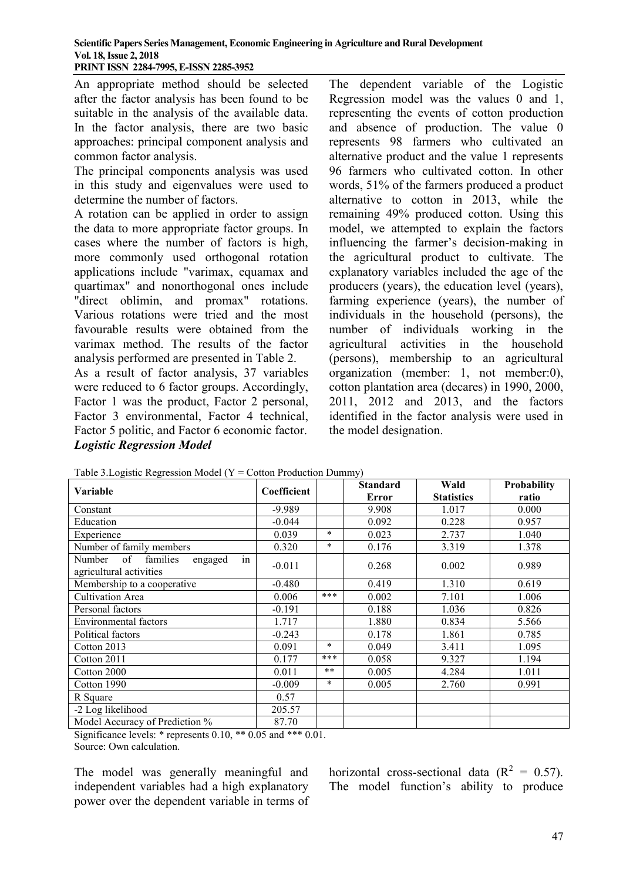An appropriate method should be selected after the factor analysis has been found to be suitable in the analysis of the available data. In the factor analysis, there are two basic approaches: principal component analysis and common factor analysis.

The principal components analysis was used in this study and eigenvalues were used to determine the number of factors.

A rotation can be applied in order to assign the data to more appropriate factor groups. In cases where the number of factors is high, more commonly used orthogonal rotation applications include "varimax, equamax and quartimax" and nonorthogonal ones include "direct oblimin, and promax" rotations. Various rotations were tried and the most favourable results were obtained from the varimax method. The results of the factor analysis performed are presented in Table 2.

As a result of factor analysis, 37 variables were reduced to 6 factor groups. Accordingly, Factor 1 was the product, Factor 2 personal, Factor 3 environmental, Factor 4 technical, Factor 5 politic, and Factor 6 economic factor.

***Logistic Regression Model***

The dependent variable of the Logistic Regression model was the values 0 and 1, representing the events of cotton production and absence of production. The value 0 represents 98 farmers who cultivated an alternative product and the value 1 represents 96 farmers who cultivated cotton. In other words, 51% of the farmers produced a product alternative to cotton in 2013, while the remaining 49% produced cotton. Using this model, we attempted to explain the factors influencing the farmer's decision-making in the agricultural product to cultivate. The explanatory variables included the age of the producers (years), the education level (years), farming experience (years), the number of individuals in the household (persons), the number of individuals working in the agricultural activities in the household (persons), membership to an agricultural organization (member: 1, not member:0), cotton plantation area (decares) in 1990, 2000, 2011, 2012 and 2013, and the factors identified in the factor analysis were used in the model designation.

Table 3.Logistic Regression Model (Y = Cotton Production Dummy)

| Variable | Coefficient | | Standard Error | Wald Statistics | Probability ratio |
|---|---|---|---|---|---|
| Constant | -9.989 | | 9.908 | 1.017 | 0.000 |
| Education | -0.044 | | 0.092 | 0.228 | 0.957 |
| Experience | 0.039 | * | 0.023 | 2.737 | 1.040 |
| Number of family members | 0.320 | * | 0.176 | 3.319 | 1.378 |
| Number of families engaged in agricultural activities | -0.011 | | 0.268 | 0.002 | 0.989 |
| Membership to a cooperative | -0.480 | | 0.419 | 1.310 | 0.619 |
| Cultivation Area | 0.006 | *** | 0.002 | 7.101 | 1.006 |
| Personal factors | -0.191 | | 0.188 | 1.036 | 0.826 |
| Environmental factors | 1.717 | | 1.880 | 0.834 | 5.566 |
| Political factors | -0.243 | | 0.178 | 1.861 | 0.785 |
| Cotton 2013 | 0.091 | * | 0.049 | 3.411 | 1.095 |
| Cotton 2011 | 0.177 | *** | 0.058 | 9.327 | 1.194 |
| Cotton 2000 | 0.011 | ** | 0.005 | 4.284 | 1.011 |
| Cotton 1990 | -0.009 | * | 0.005 | 2.760 | 0.991 |
| R Square | 0.57 | | | | |
| -2 Log likelihood | 205.57 | | | | |
| Model Accuracy of Prediction % | 87.70 | | | | |

Significance levels: * represents 0.10, ** 0.05 and *** 0.01.

Source: Own calculation.

The model was generally meaningful and independent variables had a high explanatory power over the dependent variable in terms of horizontal cross-sectional data ($R^2$ = 0.57). The model function's ability to produce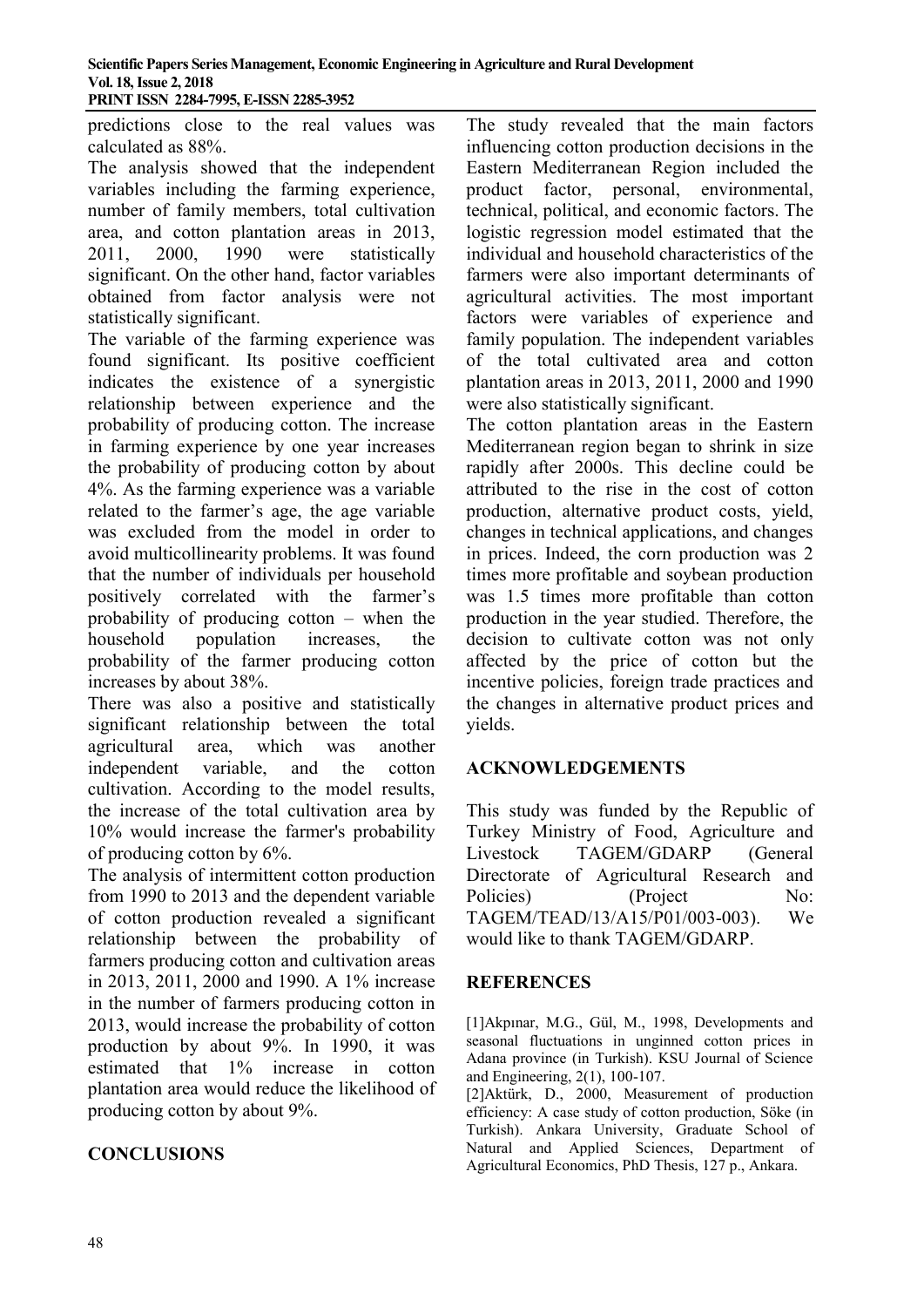predictions close to the real values was calculated as 88%.

The analysis showed that the independent variables including the farming experience, number of family members, total cultivation area, and cotton plantation areas in 2013, 2011, 2000, 1990 were statistically significant. On the other hand, factor variables obtained from factor analysis were not statistically significant.

The variable of the farming experience was found significant. Its positive coefficient indicates the existence of a synergistic relationship between experience and the probability of producing cotton. The increase in farming experience by one year increases the probability of producing cotton by about 4%. As the farming experience was a variable related to the farmer's age, the age variable was excluded from the model in order to avoid multicollinearity problems. It was found that the number of individuals per household positively correlated with the farmer's probability of producing cotton – when the household population increases, the probability of the farmer producing cotton increases by about 38%.

There was also a positive and statistically significant relationship between the total agricultural area, which was another independent variable, and the cotton cultivation. According to the model results, the increase of the total cultivation area by 10% would increase the farmer's probability of producing cotton by 6%.

The analysis of intermittent cotton production from 1990 to 2013 and the dependent variable of cotton production revealed a significant relationship between the probability of farmers producing cotton and cultivation areas in 2013, 2011, 2000 and 1990. A 1% increase in the number of farmers producing cotton in 2013, would increase the probability of cotton production by about 9%. In 1990, it was estimated that 1% increase in cotton plantation area would reduce the likelihood of producing cotton by about 9%.

## CONCLUSIONS

The study revealed that the main factors influencing cotton production decisions in the Eastern Mediterranean Region included the product factor, personal, environmental, technical, political, and economic factors. The logistic regression model estimated that the individual and household characteristics of the farmers were also important determinants of agricultural activities. The most important factors were variables of experience and family population. The independent variables of the total cultivated area and cotton plantation areas in 2013, 2011, 2000 and 1990 were also statistically significant.

The cotton plantation areas in the Eastern Mediterranean region began to shrink in size rapidly after 2000s. This decline could be attributed to the rise in the cost of cotton production, alternative product costs, yield, changes in technical applications, and changes in prices. Indeed, the corn production was 2 times more profitable and soybean production was 1.5 times more profitable than cotton production in the year studied. Therefore, the decision to cultivate cotton was not only affected by the price of cotton but the incentive policies, foreign trade practices and the changes in alternative product prices and yields.

## ACKNOWLEDGEMENTS

This study was funded by the Republic of Turkey Ministry of Food, Agriculture and Livestock TAGEM/GDARP (General Directorate of Agricultural Research and Policies) (Project No: TAGEM/TEAD/13/A15/P01/003-003). We would like to thank TAGEM/GDARP.

## REFERENCES

[1]Akpınar, M.G., Gül, M., 1998, Developments and seasonal fluctuations in unginned cotton prices in Adana province (in Turkish). KSU Journal of Science and Engineering, 2(1), 100-107.

[2]Aktürk, D., 2000, Measurement of production efficiency: A case study of cotton production, Söke (in Turkish). Ankara University, Graduate School of Natural and Applied Sciences, Department of Agricultural Economics, PhD Thesis, 127 p., Ankara.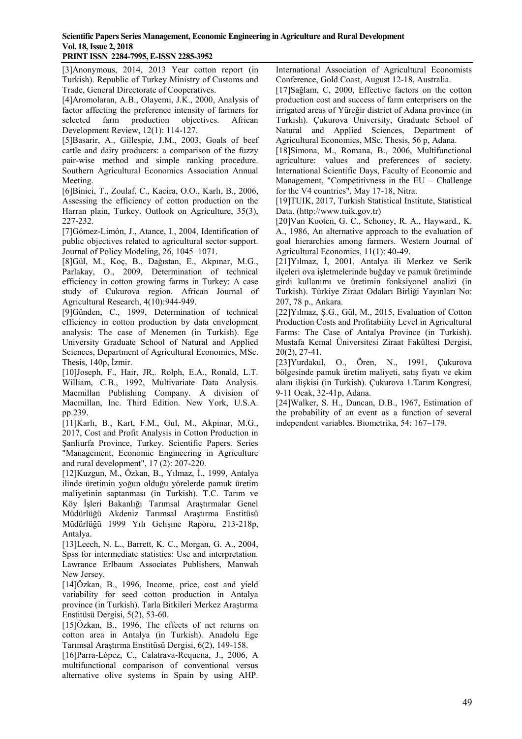[3]Anonymous, 2014, 2013 Year cotton report (in Turkish). Republic of Turkey Ministry of Customs and Trade, General Directorate of Cooperatives.

[4]Aromolaran, A.B., Olayemi, J.K., 2000, Analysis of factor affecting the preference intensity of farmers for selected farm production objectives. African Development Review, 12(1): 114-127.

[5]Basarir, A., Gillespie, J.M., 2003, Goals of beef cattle and dairy producers: a comparison of the fuzzy pair-wise method and simple ranking procedure. Southern Agricultural Economics Association Annual Meeting.

[6]Binici, T., Zoulaf, C., Kacira, O.O., Karlı, B., 2006, Assessing the efficiency of cotton production on the Harran plain, Turkey. Outlook on Agriculture, 35(3), 227-232.

[7]Gómez-Limón, J., Atance, I., 2004, Identification of public objectives related to agricultural sector support. Journal of Policy Modeling, 26, 1045–1071.

[8]Gül, M., Koç, B., Dağıstan, E., Akpınar, M.G., Parlakay, O., 2009, Determination of technical efficiency in cotton growing farms in Turkey: A case study of Cukurova region. African Journal of Agricultural Research, 4(10):944-949.

[9]Günden, C., 1999, Determination of technical efficiency in cotton production by data envelopment analysis: The case of Menemen (in Turkish). Ege University Graduate School of Natural and Applied Sciences, Department of Agricultural Economics, MSc. Thesis, 140p, İzmir.

[10]Joseph, F., Hair, JR,. Rolph, E.A., Ronald, L.T. William, C.B., 1992, Multivariate Data Analysis. Macmillan Publishing Company. A division of Macmillan, Inc. Third Edition. New York, U.S.A. pp.239.

[11]Karlı, B., Kart, F.M., Gul, M., Akpinar, M.G., 2017, Cost and Profit Analysis in Cotton Production in Şanliurfa Province, Turkey. Scientific Papers. Series "Management, Economic Engineering in Agriculture and rural development", 17 (2): 207-220.

[12]Kuzgun, M., Özkan, B., Yılmaz, İ., 1999, Antalya ilinde üretimin yoğun olduğu yörelerde pamuk üretim maliyetinin saptanması (in Turkish). T.C. Tarım ve Köy İşleri Bakanlığı Tarımsal Araştırmalar Genel Müdürlüğü Akdeniz Tarımsal Araştırma Enstitüsü Müdürlüğü 1999 Yılı Gelişme Raporu, 213-218p, Antalya.

[13]Leech, N. L., Barrett, K. C., Morgan, G. A., 2004, Spss for intermediate statistics: Use and interpretation. Lawrance Erlbaum Associates Publishers, Manwah New Jersey.

[14]Özkan, B., 1996, Income, price, cost and yield variability for seed cotton production in Antalya province (in Turkish). Tarla Bitkileri Merkez Araştırma Enstitüsü Dergisi, 5(2), 53-60.

[15]Özkan, B., 1996, The effects of net returns on cotton area in Antalya (in Turkish). Anadolu Ege Tarımsal Araştırma Enstitüsü Dergisi, 6(2), 149-158.

[16]Parra-López, C., Calatrava-Requena, J., 2006, A multifunctional comparison of conventional versus alternative olive systems in Spain by using AHP. International Association of Agricultural Economists Conference, Gold Coast, August 12-18, Australia.

[17]Sağlam, C, 2000, Effective factors on the cotton production cost and success of farm enterprisers on the irrigated areas of Yüreğir district of Adana province (in Turkish). Çukurova University, Graduate School of Natural and Applied Sciences, Department of Agricultural Economics, MSc. Thesis, 56 p, Adana.

[18]Simona, M., Romana, B., 2006, Multifunctional agriculture: values and preferences of society. International Scientific Days, Faculty of Economic and Management, "Competitivness in the EU – Challenge for the V4 countries", May 17-18, Nitra.

[19]TUIK, 2017, Turkish Statistical Institute, Statistical Data. (http://www.tuik.gov.tr)

[20]Van Kooten, G. C., Schoney, R. A., Hayward., K. A., 1986, An alternative approach to the evaluation of goal hierarchies among farmers. Western Journal of Agricultural Economics, 11(1): 40-49.

[21]Yılmaz, İ, 2001, Antalya ili Merkez ve Serik ilçeleri ova işletmelerinde buğday ve pamuk üretiminde girdi kullanımı ve üretimin fonksiyonel analizi (in Turkish). Türkiye Ziraat Odaları Birliği Yayınları No: 207, 78 p., Ankara.

[22]Yılmaz, Ş.G., Gül, M., 2015, Evaluation of Cotton Production Costs and Profitability Level in Agricultural Farms: The Case of Antalya Province (in Turkish). Mustafa Kemal Üniversitesi Ziraat Fakültesi Dergisi, 20(2), 27-41.

[23]Yurdakul, O., Ören, N., 1991, Çukurova bölgesinde pamuk üretim maliyeti, satış fiyatı ve ekim alanı ilişkisi (in Turkish). Çukurova 1.Tarım Kongresi, 9-11 Ocak, 32-41p, Adana.

[24]Walker, S. H., Duncan, D.B., 1967, Estimation of the probability of an event as a function of several independent variables. Biometrika, 54: 167–179.